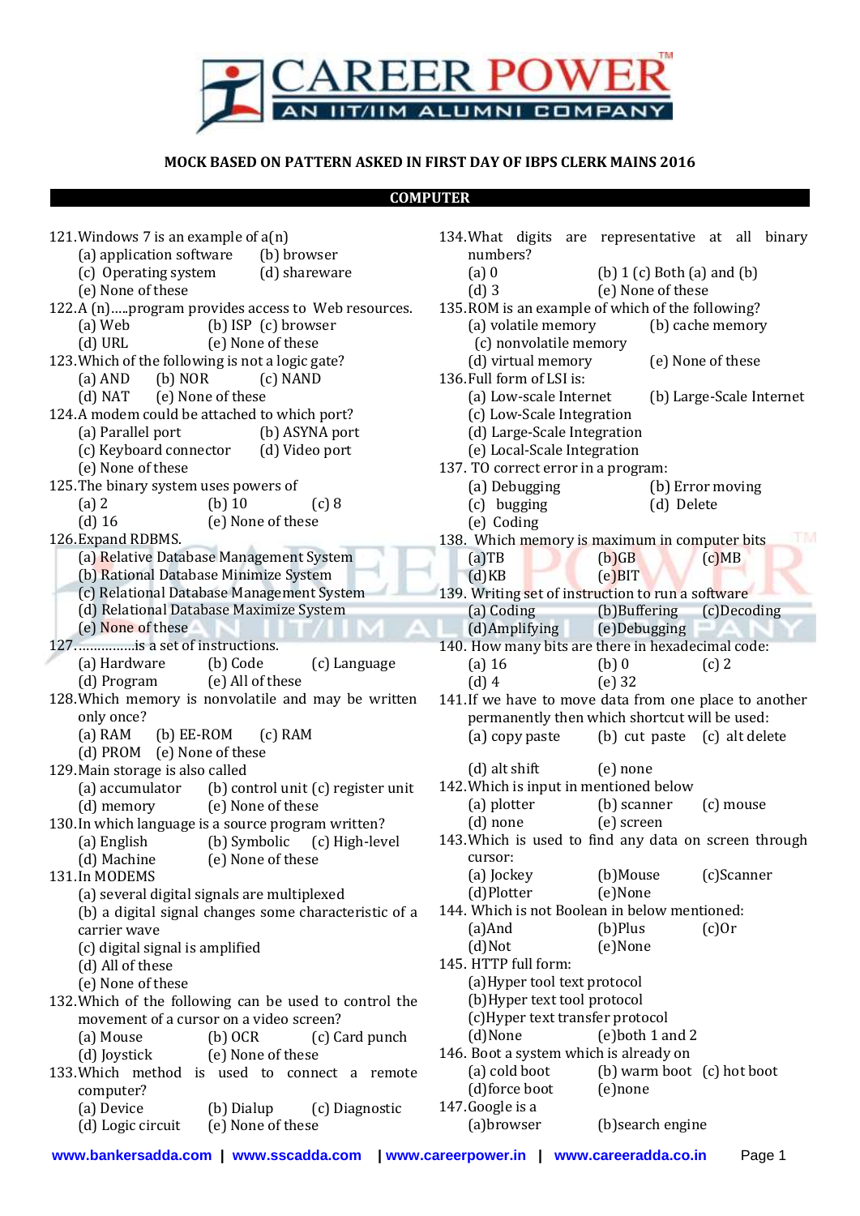**MOCK BASED ON PATTERN ASKED IN FIRST DAY OF IBPS CLERK MAINS 2016**

## COMPUTER

121.Windows 7 is an example of a(n)
(a) application software (b) browser
(c) Operating system (d) shareware
(e) None of these

122.A (n).....program provides access to Web resources.
(a) Web (b) ISP (c) browser
(d) URL (e) None of these

123.Which of the following is not a logic gate?
(a) AND (b) NOR (c) NAND
(d) NAT (e) None of these

124.A modem could be attached to which port?
(a) Parallel port (b) ASYNA port
(c) Keyboard connector (d) Video port
(e) None of these

125.The binary system uses powers of
(a) 2 (b) 10 (c) 8
(d) 16 (e) None of these

126.Expand RDBMS.
(a) Relative Database Management System
(b) Rational Database Minimize System
(c) Relational Database Management System
(d) Relational Database Maximize System
(e) None of these

127................is a set of instructions.
(a) Hardware (b) Code (c) Language
(d) Program (e) All of these

128.Which memory is nonvolatile and may be written only once?
(a) RAM (b) EE-ROM (c) RAM
(d) PROM (e) None of these

129.Main storage is also called
(a) accumulator (b) control unit (c) register unit
(d) memory (e) None of these

130.In which language is a source program written?
(a) English (b) Symbolic (c) High-level
(d) Machine (e) None of these

131.In MODEMS
(a) several digital signals are multiplexed
(b) a digital signal changes some characteristic of a carrier wave
(c) digital signal is amplified
(d) All of these
(e) None of these

132.Which of the following can be used to control the movement of a cursor on a video screen?
(a) Mouse (b) OCR (c) Card punch
(d) Joystick (e) None of these

133.Which method is used to connect a remote computer?
(a) Device (b) Dialup (c) Diagnostic
(d) Logic circuit (e) None of these

134.What digits are representative at all binary numbers?
(a) 0 (b) 1 (c) Both (a) and (b)
(d) 3 (e) None of these

135.ROM is an example of which of the following?
(a) volatile memory (b) cache memory
(c) nonvolatile memory
(d) virtual memory (e) None of these

136.Full form of LSI is:
(a) Low-scale Internet (b) Large-Scale Internet
(c) Low-Scale Integration
(d) Large-Scale Integration
(e) Local-Scale Integration

137. TO correct error in a program:
(a) Debugging (b) Error moving
(c) bugging (d) Delete
(e) Coding

138. Which memory is maximum in computer bits
(a)TB (b)GB (c)MB
(d)KB (e)BIT

139. Writing set of instruction to run a software
(a) Coding (b)Buffering (c)Decoding
(d)Amplifying (e)Debugging

140. How many bits are there in hexadecimal code:
(a) 16 (b) 0 (c) 2
(d) 4 (e) 32

141.If we have to move data from one place to another permanently then which shortcut will be used:
(a) copy paste (b) cut paste (c) alt delete
(d) alt shift (e) none

142.Which is input in mentioned below
(a) plotter (b) scanner (c) mouse
(d) none (e) screen

143.Which is used to find any data on screen through cursor:
(a) Jockey (b)Mouse (c)Scanner
(d)Plotter (e)None

144. Which is not Boolean in below mentioned:
(a)And (b)Plus (c)Or
(d)Not (e)None

145. HTTP full form:
(a)Hyper tool text protocol
(b)Hyper text tool protocol
(c)Hyper text transfer protocol
(d)None (e)both 1 and 2

146. Boot a system which is already on
(a) cold boot (b) warm boot (c) hot boot
(d)force boot (e)none

147.Google is a
(a)browser (b)search engine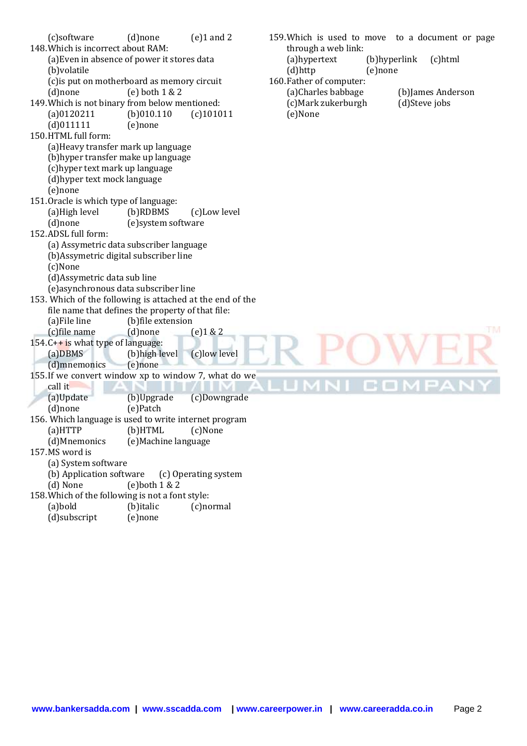(c)software (d)none (e)1 and 2

148. Which is incorrect about RAM:
(a)Even in absence of power it stores data
(b)volatile
(c)is put on motherboard as memory circuit
(d)none (e) both 1 & 2

149. Which is not binary from below mentioned:
(a)0120211 (b)010.110 (c)101011
(d)011111 (e)none

150. HTML full form:
(a)Heavy transfer mark up language
(b)hyper transfer make up language
(c)hyper text mark up language
(d)hyper text mock language
(e)none

151. Oracle is which type of language:
(a)High level (b)RDBMS (c)Low level
(d)none (e)system software

152. ADSL full form:
(a) Assymetric data subscriber language
(b)Assymetric digital subscriber line
(c)None
(d)Assymetric data sub line
(e)asynchronous data subscriber line

153. Which of the following is attached at the end of the file name that defines the property of that file:
(a)File line (b)file extension
(c)file name (d)none (e)1 & 2

154. C++ is what type of language:
(a)DBMS (b)high level (c)low level
(d)mnemonics (e)none

155. If we convert window xp to window 7, what do we call it
(a)Update (b)Upgrade (c)Downgrade
(d)none (e)Patch

156. Which language is used to write internet program
(a)HTTP (b)HTML (c)None
(d)Mnemonics (e)Machine language

157. MS word is
(a) System software
(b) Application software (c) Operating system
(d) None (e)both 1 & 2

158. Which of the following is not a font style:
(a)bold (b)italic (c)normal
(d)subscript (e)none

159. Which is used to move to a document or page through a web link:
(a)hypertext (b)hyperlink (c)html
(d)http (e)none

160. Father of computer:
(a)Charles babbage (b)James Anderson
(c)Mark zukerburgh (d)Steve jobs
(e)None